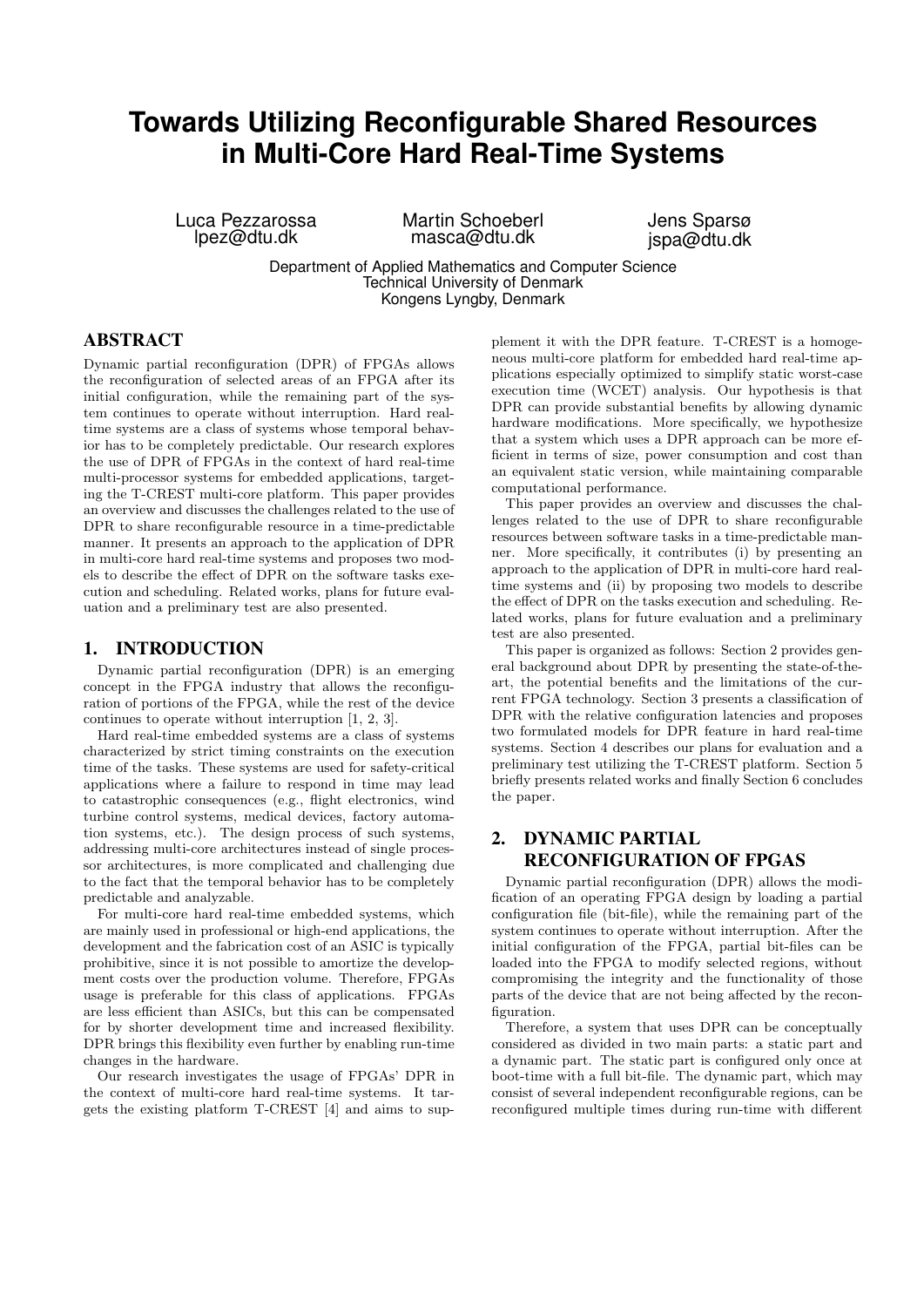# Towards Utilizing Reconfigurable Shared Resources in Multi-Core Hard Real-Time Systems

Luca Pezzarossa
lpez@dtu.dk

Martin Schoeberl
masca@dtu.dk

Jens Sparsø
jspa@dtu.dk

Department of Applied Mathematics and Computer Science
Technical University of Denmark
Kongens Lyngby, Denmark

## ABSTRACT

Dynamic partial reconfiguration (DPR) of FPGAs allows the reconfiguration of selected areas of an FPGA after its initial configuration, while the remaining part of the system continues to operate without interruption. Hard real-time systems are a class of systems whose temporal behavior has to be completely predictable. Our research explores the use of DPR of FPGAs in the context of hard real-time multi-processor systems for embedded applications, targeting the T-CREST multi-core platform. This paper provides an overview and discusses the challenges related to the use of DPR to share reconfigurable resource in a time-predictable manner. It presents an approach to the application of DPR in multi-core hard real-time systems and proposes two models to describe the effect of DPR on the software tasks execution and scheduling. Related works, plans for future evaluation and a preliminary test are also presented.

## 1. INTRODUCTION

Dynamic partial reconfiguration (DPR) is an emerging concept in the FPGA industry that allows the reconfiguration of portions of the FPGA, while the rest of the device continues to operate without interruption [1, 2, 3].

Hard real-time embedded systems are a class of systems characterized by strict timing constraints on the execution time of the tasks. These systems are used for safety-critical applications where a failure to respond in time may lead to catastrophic consequences (e.g., flight electronics, wind turbine control systems, medical devices, factory automation systems, etc.). The design process of such systems, addressing multi-core architectures instead of single processor architectures, is more complicated and challenging due to the fact that the temporal behavior has to be completely predictable and analyzable.

For multi-core hard real-time embedded systems, which are mainly used in professional or high-end applications, the development and the fabrication cost of an ASIC is typically prohibitive, since it is not possible to amortize the development costs over the production volume. Therefore, FPGAs usage is preferable for this class of applications. FPGAs are less efficient than ASICs, but this can be compensated for by shorter development time and increased flexibility. DPR brings this flexibility even further by enabling run-time changes in the hardware.

Our research investigates the usage of FPGAs' DPR in the context of multi-core hard real-time systems. It targets the existing platform T-CREST [4] and aims to supplement it with the DPR feature. T-CREST is a homogeneous multi-core platform for embedded hard real-time applications especially optimized to simplify static worst-case execution time (WCET) analysis. Our hypothesis is that DPR can provide substantial benefits by allowing dynamic hardware modifications. More specifically, we hypothesize that a system which uses a DPR approach can be more efficient in terms of size, power consumption and cost than an equivalent static version, while maintaining comparable computational performance.

This paper provides an overview and discusses the challenges related to the use of DPR to share reconfigurable resources between software tasks in a time-predictable manner. More specifically, it contributes (i) by presenting an approach to the application of DPR in multi-core hard real-time systems and (ii) by proposing two models to describe the effect of DPR on the tasks execution and scheduling. Related works, plans for future evaluation and a preliminary test are also presented.

This paper is organized as follows: Section 2 provides general background about DPR by presenting the state-of-the-art, the potential benefits and the limitations of the current FPGA technology. Section 3 presents a classification of DPR with the relative configuration latencies and proposes two formulated models for DPR feature in hard real-time systems. Section 4 describes our plans for evaluation and a preliminary test utilizing the T-CREST platform. Section 5 briefly presents related works and finally Section 6 concludes the paper.

## 2. DYNAMIC PARTIAL RECONFIGURATION OF FPGAS

Dynamic partial reconfiguration (DPR) allows the modification of an operating FPGA design by loading a partial configuration file (bit-file), while the remaining part of the system continues to operate without interruption. After the initial configuration of the FPGA, partial bit-files can be loaded into the FPGA to modify selected regions, without compromising the integrity and the functionality of those parts of the device that are not being affected by the reconfiguration.

Therefore, a system that uses DPR can be conceptually considered as divided in two main parts: a static part and a dynamic part. The static part is configured only once at boot-time with a full bit-file. The dynamic part, which may consist of several independent reconfigurable regions, can be reconfigured multiple times during run-time with different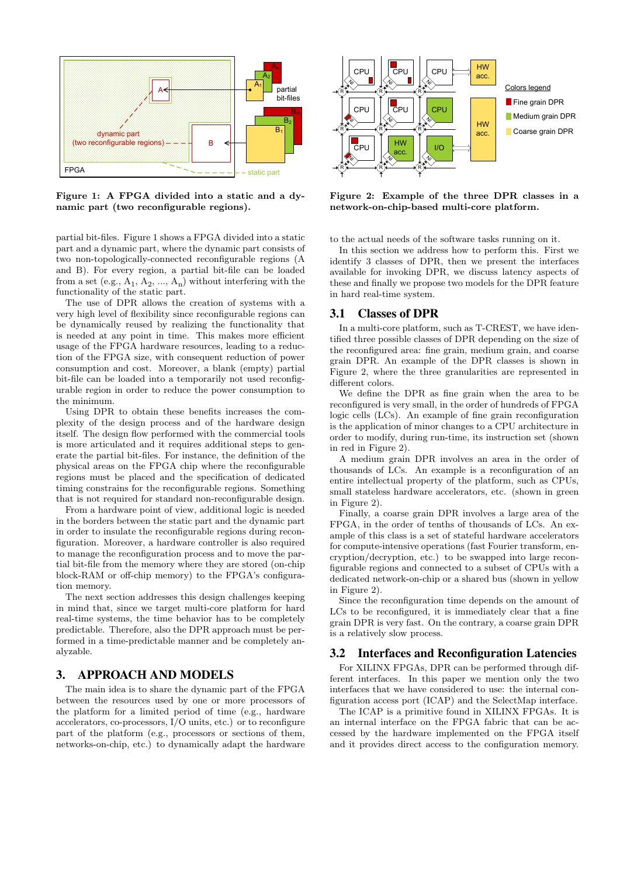Figure 1: A FPGA divided into a static and a dynamic part (two reconfigurable regions).

Figure 2: Example of the three DPR classes in a network-on-chip-based multi-core platform.

partial bit-files. Figure 1 shows a FPGA divided into a static part and a dynamic part, where the dynamic part consists of two non-topologically-connected reconfigurable regions (A and B). For every region, a partial bit-file can be loaded from a set (e.g., $A_1$, $A_2$, ..., $A_n$) without interfering with the functionality of the static part.

The use of DPR allows the creation of systems with a very high level of flexibility since reconfigurable regions can be dynamically reused by realizing the functionality that is needed at any point in time. This makes more efficient usage of the FPGA hardware resources, leading to a reduction of the FPGA size, with consequent reduction of power consumption and cost. Moreover, a blank (empty) partial bit-file can be loaded into a temporarily not used reconfigurable region in order to reduce the power consumption to the minimum.

Using DPR to obtain these benefits increases the complexity of the design process and of the hardware design itself. The design flow performed with the commercial tools is more articulated and it requires additional steps to generate the partial bit-files. For instance, the definition of the physical areas on the FPGA chip where the reconfigurable regions must be placed and the specification of dedicated timing constrains for the reconfigurable regions. Something that is not required for standard non-reconfigurable design.

From a hardware point of view, additional logic is needed in the borders between the static part and the dynamic part in order to insulate the reconfigurable regions during reconfiguration. Moreover, a hardware controller is also required to manage the reconfiguration process and to move the partial bit-file from the memory where they are stored (on-chip block-RAM or off-chip memory) to the FPGA's configuration memory.

The next section addresses this design challenges keeping in mind that, since we target multi-core platform for hard real-time systems, the time behavior has to be completely predictable. Therefore, also the DPR approach must be performed in a time-predictable manner and be completely analyzable.

## 3. APPROACH AND MODELS

The main idea is to share the dynamic part of the FPGA between the resources used by one or more processors of the platform for a limited period of time (e.g., hardware accelerators, co-processors, I/O units, etc.) or to reconfigure part of the platform (e.g., processors or sections of them, networks-on-chip, etc.) to dynamically adapt the hardware to the actual needs of the software tasks running on it.

In this section we address how to perform this. First we identify 3 classes of DPR, then we present the interfaces available for invoking DPR, we discuss latency aspects of these and finally we propose two models for the DPR feature in hard real-time system.

### 3.1 Classes of DPR

In a multi-core platform, such as T-CREST, we have identified three possible classes of DPR depending on the size of the reconfigured area: fine grain, medium grain, and coarse grain DPR. An example of the DPR classes is shown in Figure 2, where the three granularities are represented in different colors.

We define the DPR as fine grain when the area to be reconfigured is very small, in the order of hundreds of FPGA logic cells (LCs). An example of fine grain reconfiguration is the application of minor changes to a CPU architecture in order to modify, during run-time, its instruction set (shown in red in Figure 2).

A medium grain DPR involves an area in the order of thousands of LCs. An example is a reconfiguration of an entire intellectual property of the platform, such as CPUs, small stateless hardware accelerators, etc. (shown in green in Figure 2).

Finally, a coarse grain DPR involves a large area of the FPGA, in the order of tenths of thousands of LCs. An example of this class is a set of stateful hardware accelerators for compute-intensive operations (fast Fourier transform, encryption/decryption, etc.) to be swapped into large reconfigurable regions and connected to a subset of CPUs with a dedicated network-on-chip or a shared bus (shown in yellow in Figure 2).

Since the reconfiguration time depends on the amount of LCs to be reconfigured, it is immediately clear that a fine grain DPR is very fast. On the contrary, a coarse grain DPR is a relatively slow process.

### 3.2 Interfaces and Reconfiguration Latencies

For XILINX FPGAs, DPR can be performed through different interfaces. In this paper we mention only the two interfaces that we have considered to use: the internal configuration access port (ICAP) and the SelectMap interface.

The ICAP is a primitive found in XILINX FPGAs. It is an internal interface on the FPGA fabric that can be accessed by the hardware implemented on the FPGA itself and it provides direct access to the configuration memory.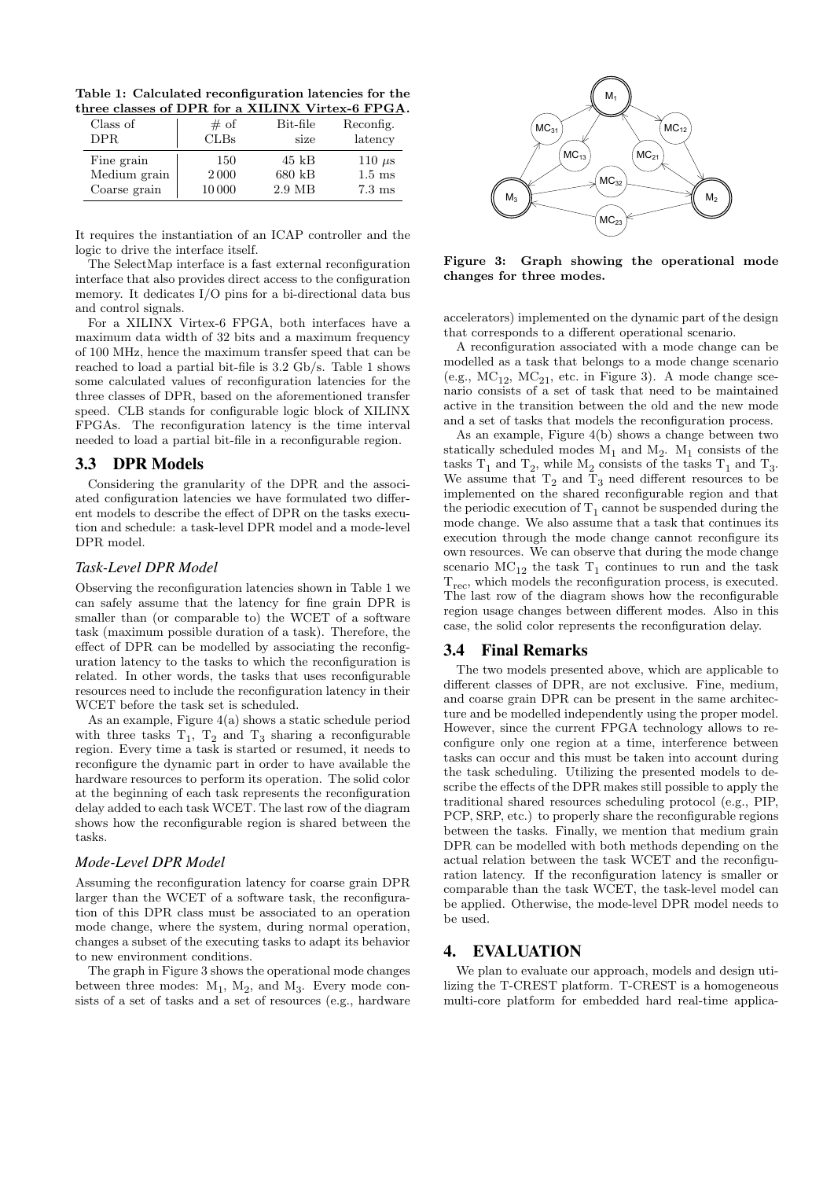**Table 1: Calculated reconfiguration latencies for the three classes of DPR for a XILINX Virtex-6 FPGA.**

| Class of DPR | # of CLBs | Bit-file size | Reconfig. latency |
|---|---|---|---|
| Fine grain | 150 | 45 kB | 110 μs |
| Medium grain | 2 000 | 680 kB | 1.5 ms |
| Coarse grain | 10 000 | 2.9 MB | 7.3 ms |

It requires the instantiation of an ICAP controller and the logic to drive the interface itself.

The SelectMap interface is a fast external reconfiguration interface that also provides direct access to the configuration memory. It dedicates I/O pins for a bi-directional data bus and control signals.

For a XILINX Virtex-6 FPGA, both interfaces have a maximum data width of 32 bits and a maximum frequency of 100 MHz, hence the maximum transfer speed that can be reached to load a partial bit-file is 3.2 Gb/s. Table 1 shows some calculated values of reconfiguration latencies for the three classes of DPR, based on the aforementioned transfer speed. CLB stands for configurable logic block of XILINX FPGAs. The reconfiguration latency is the time interval needed to load a partial bit-file in a reconfigurable region.

## 3.3 DPR Models

Considering the granularity of the DPR and the associated configuration latencies we have formulated two different models to describe the effect of DPR on the tasks execution and schedule: a task-level DPR model and a mode-level DPR model.

### *Task-Level DPR Model*

Observing the reconfiguration latencies shown in Table 1 we can safely assume that the latency for fine grain DPR is smaller than (or comparable to) the WCET of a software task (maximum possible duration of a task). Therefore, the effect of DPR can be modelled by associating the reconfiguration latency to the tasks to which the reconfiguration is related. In other words, the tasks that uses reconfigurable resources need to include the reconfiguration latency in their WCET before the task set is scheduled.

As an example, Figure 4(a) shows a static schedule period with three tasks $T_1$, $T_2$ and $T_3$ sharing a reconfigurable region. Every time a task is started or resumed, it needs to reconfigure the dynamic part in order to have available the hardware resources to perform its operation. The solid color at the beginning of each task represents the reconfiguration delay added to each task WCET. The last row of the diagram shows how the reconfigurable region is shared between the tasks.

### *Mode-Level DPR Model*

Assuming the reconfiguration latency for coarse grain DPR larger than the WCET of a software task, the reconfiguration of this DPR class must be associated to an operation mode change, where the system, during normal operation, changes a subset of the executing tasks to adapt its behavior to new environment conditions.

The graph in Figure 3 shows the operational mode changes between three modes: $M_1$, $M_2$, and $M_3$. Every mode consists of a set of tasks and a set of resources (e.g., hardware accelerators) implemented on the dynamic part of the design that corresponds to a different operational scenario.

**Figure 3: Graph showing the operational mode changes for three modes.**

A reconfiguration associated with a mode change can be modelled as a task that belongs to a mode change scenario (e.g., $MC_{12}$, $MC_{21}$, etc. in Figure 3). A mode change scenario consists of a set of task that need to be maintained active in the transition between the old and the new mode and a set of tasks that models the reconfiguration process.

As an example, Figure 4(b) shows a change between two statically scheduled modes $M_1$ and $M_2$. $M_1$ consists of the tasks $T_1$ and $T_2$, while $M_2$ consists of the tasks $T_1$ and $T_3$. We assume that $T_2$ and $T_3$ need different resources to be implemented on the shared reconfigurable region and that the periodic execution of $T_1$ cannot be suspended during the mode change. We also assume that a task that continues its execution through the mode change cannot reconfigure its own resources. We can observe that during the mode change scenario $MC_{12}$ the task $T_1$ continues to run and the task $T_{rec}$, which models the reconfiguration process, is executed. The last row of the diagram shows how the reconfigurable region usage changes between different modes. Also in this case, the solid color represents the reconfiguration delay.

## 3.4 Final Remarks

The two models presented above, which are applicable to different classes of DPR, are not exclusive. Fine, medium, and coarse grain DPR can be present in the same architecture and be modelled independently using the proper model. However, since the current FPGA technology allows to reconfigure only one region at a time, interference between tasks can occur and this must be taken into account during the task scheduling. Utilizing the presented models to describe the effects of the DPR makes still possible to apply the traditional shared resources scheduling protocol (e.g., PIP, PCP, SRP, etc.) to properly share the reconfigurable regions between the tasks. Finally, we mention that medium grain DPR can be modelled with both methods depending on the actual relation between the task WCET and the reconfiguration latency. If the reconfiguration latency is smaller or comparable than the task WCET, the task-level model can be applied. Otherwise, the mode-level DPR model needs to be used.

# 4. EVALUATION

We plan to evaluate our approach, models and design utilizing the T-CREST platform. T-CREST is a homogeneous multi-core platform for embedded hard real-time applica-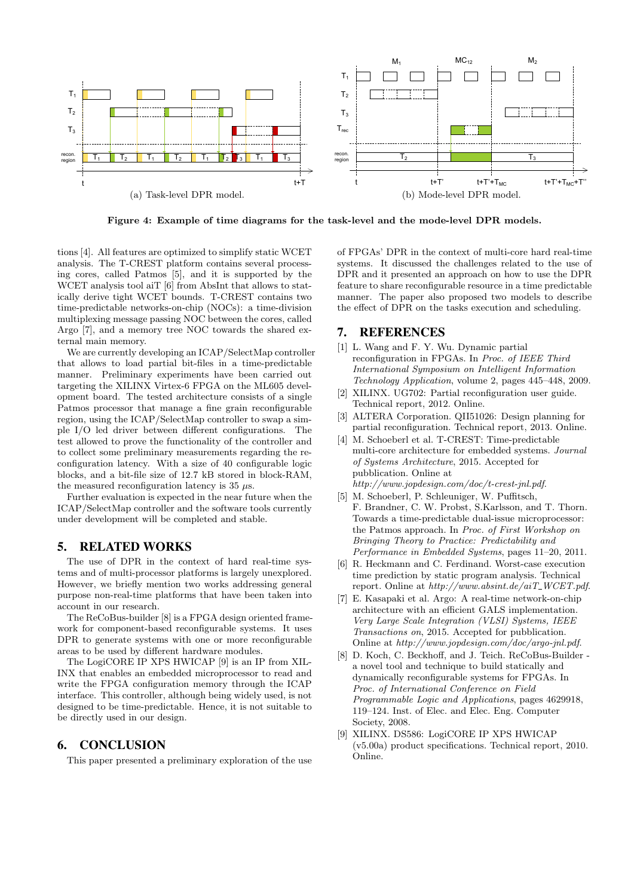T1
T2
T3
recon. region
T1 T2 T1 T2 T1 T2 T3 T1 T3
t
t+T

(a) Task-level DPR model.

M1
MC12
M2
T1
T2
T3
Trec
recon. region
T2
T3
t
t+T'
t+T'+TMC
t+T'+TMC+T''

(b) Mode-level DPR model.

**Figure 4: Example of time diagrams for the task-level and the mode-level DPR models.**

tions [4]. All features are optimized to simplify static WCET analysis. The T-CREST platform contains several processing cores, called Patmos [5], and it is supported by the WCET analysis tool aiT [6] from AbsInt that allows to statically derive tight WCET bounds. T-CREST contains two time-predictable networks-on-chip (NOCs): a time-division multiplexing message passing NOC between the cores, called Argo [7], and a memory tree NOC towards the shared external main memory.

We are currently developing an ICAP/SelectMap controller that allows to load partial bit-files in a time-predictable manner. Preliminary experiments have been carried out targeting the XILINX Virtex-6 FPGA on the ML605 development board. The tested architecture consists of a single Patmos processor that manage a fine grain reconfigurable region, using the ICAP/SelectMap controller to swap a simple I/O led driver between different configurations. The test allowed to prove the functionality of the controller and to collect some preliminary measurements regarding the reconfiguration latency. With a size of 40 configurable logic blocks, and a bit-file size of 12.7 kB stored in block-RAM, the measured reconfiguration latency is 35 $\mu$s.

Further evaluation is expected in the near future when the ICAP/SelectMap controller and the software tools currently under development will be completed and stable.

## 5. RELATED WORKS

The use of DPR in the context of hard real-time systems and of multi-processor platforms is largely unexplored. However, we briefly mention two works addressing general purpose non-real-time platforms that have been taken into account in our research.

The ReCoBus-builder [8] is a FPGA design oriented framework for component-based reconfigurable systems. It uses DPR to generate systems with one or more reconfigurable areas to be used by different hardware modules.

The LogiCORE IP XPS HWICAP [9] is an IP from XILINX that enables an embedded microprocessor to read and write the FPGA configuration memory through the ICAP interface. This controller, although being widely used, is not designed to be time-predictable. Hence, it is not suitable to be directly used in our design.

## 6. CONCLUSION

This paper presented a preliminary exploration of the use of FPGAs' DPR in the context of multi-core hard real-time systems. It discussed the challenges related to the use of DPR and it presented an approach on how to use the DPR feature to share reconfigurable resource in a time predictable manner. The paper also proposed two models to describe the effect of DPR on the tasks execution and scheduling.

## 7. REFERENCES

[1] L. Wang and F. Y. Wu. Dynamic partial reconfiguration in FPGAs. In *Proc. of IEEE Third International Symposium on Intelligent Information Technology Application*, volume 2, pages 445–448, 2009.

[2] XILINX. UG702: Partial reconfiguration user guide. Technical report, 2012. Online.

[3] ALTERA Corporation. QII51026: Design planning for partial reconfiguration. Technical report, 2013. Online.

[4] M. Schoeberl et al. T-CREST: Time-predictable multi-core architecture for embedded systems. *Journal of Systems Architecture*, 2015. Accepted for pubblication. Online at *http://www.jopdesign.com/doc/t-crest-jnl.pdf*.

[5] M. Schoeberl, P. Schleuniger, W. Puffitsch, F. Brandner, C. W. Probst, S.Karlsson, and T. Thorn. Towards a time-predictable dual-issue microprocessor: the Patmos approach. In *Proc. of First Workshop on Bringing Theory to Practice: Predictability and Performance in Embedded Systems*, pages 11–20, 2011.

[6] R. Heckmann and C. Ferdinand. Worst-case execution time prediction by static program analysis. Technical report. Online at *http://www.absint.de/aiT_WCET.pdf*.

[7] E. Kasapaki et al. Argo: A real-time network-on-chip architecture with an efficient GALS implementation. *Very Large Scale Integration (VLSI) Systems, IEEE Transactions on*, 2015. Accepted for pubblication. Online at *http://www.jopdesign.com/doc/argo-jnl.pdf*.

[8] D. Koch, C. Beckhoff, and J. Teich. ReCoBus-Builder - a novel tool and technique to build statically and dynamically reconfigurable systems for FPGAs. In *Proc. of International Conference on Field Programmable Logic and Applications*, pages 4629918, 119–124. Inst. of Elec. and Elec. Eng. Computer Society, 2008.

[9] XILINX. DS586: LogiCORE IP XPS HWICAP (v5.00a) product specifications. Technical report, 2010. Online.